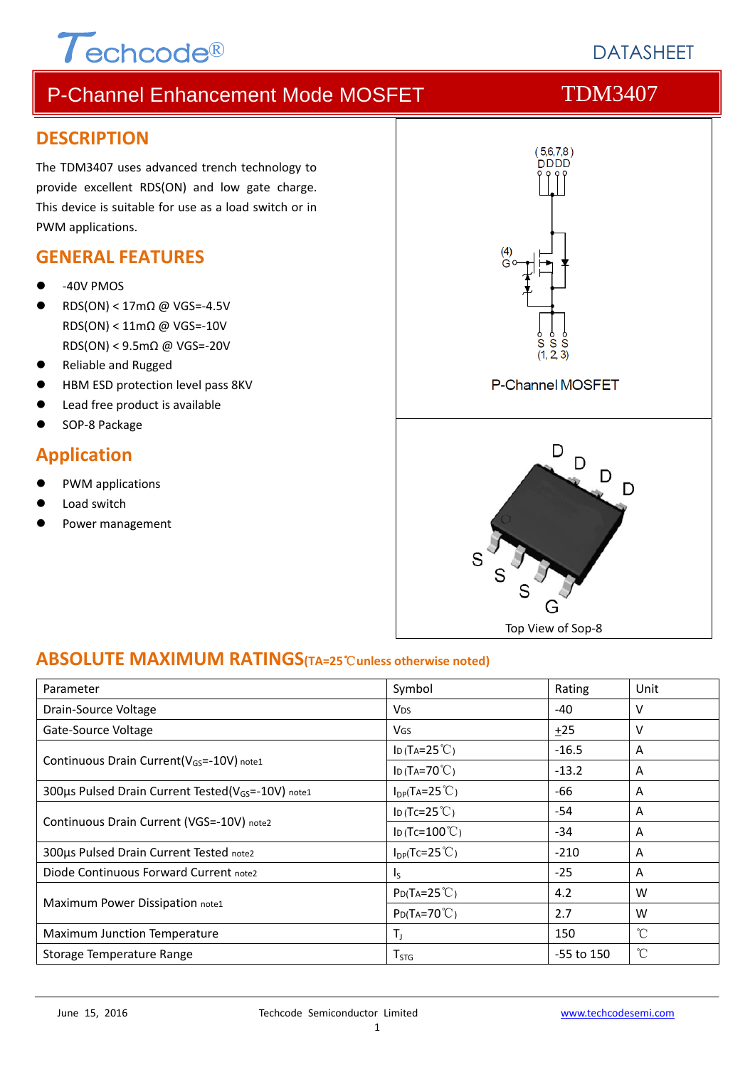Techcode®

DATASHEET

# P-Channel Enhancement Mode MOSFET — TDM3407

## DESCRIPTION

The TDM3407 uses advanced trench technology to provide excellent RDS(ON) and low gate charge. This device is suitable for use as a load switch or in PWM applications.

## GENERAL FEATURES

- -40V PMOS
- RDS(ON) < 17mΩ @ VGS=-4.5V
  RDS(ON) < 11mΩ @ VGS=-10V
  RDS(ON) < 9.5mΩ @ VGS=-20V
- Reliable and Rugged
- HBM ESD protection level pass 8KV
- Lead free product is available
- SOP-8 Package

## Application

- PWM applications
- Load switch
- Power management

(5,6,7,8) DDDD
(4) G
S S S (1, 2, 3)

P-Channel MOSFET

D D D D
S S S G

Top View of Sop-8

## ABSOLUTE MAXIMUM RATINGS(TA=25℃unless otherwise noted)

| Parameter | Symbol | Rating | Unit |
|---|---|---|---|
| Drain-Source Voltage | $V_{DS}$ | -40 | V |
| Gate-Source Voltage | $V_{GS}$ | ±25 | V |
| Continuous Drain Current($V_{GS}$=-10V) note1 | $I_D$ ($T_A$=25℃) | -16.5 | A |
| | $I_D$ ($T_A$=70℃) | -13.2 | A |
| 300μs Pulsed Drain Current Tested($V_{GS}$=-10V) note1 | $I_{DP}$($T_A$=25℃) | -66 | A |
| Continuous Drain Current (VGS=-10V) note2 | $I_D$ ($T_C$=25℃) | -54 | A |
| | $I_D$ ($T_C$=100℃) | -34 | A |
| 300μs Pulsed Drain Current Tested note2 | $I_{DP}$($T_C$=25℃) | -210 | A |
| Diode Continuous Forward Current note2 | $I_S$ | -25 | A |
| Maximum Power Dissipation note1 | $P_D$($T_A$=25℃) | 4.2 | W |
| | $P_D$($T_A$=70℃) | 2.7 | W |
| Maximum Junction Temperature | $T_J$ | 150 | ℃ |
| Storage Temperature Range | $T_{STG}$ | -55 to 150 | ℃ |

June 15, 2016 Techcode Semiconductor Limited www.techcodesemi.com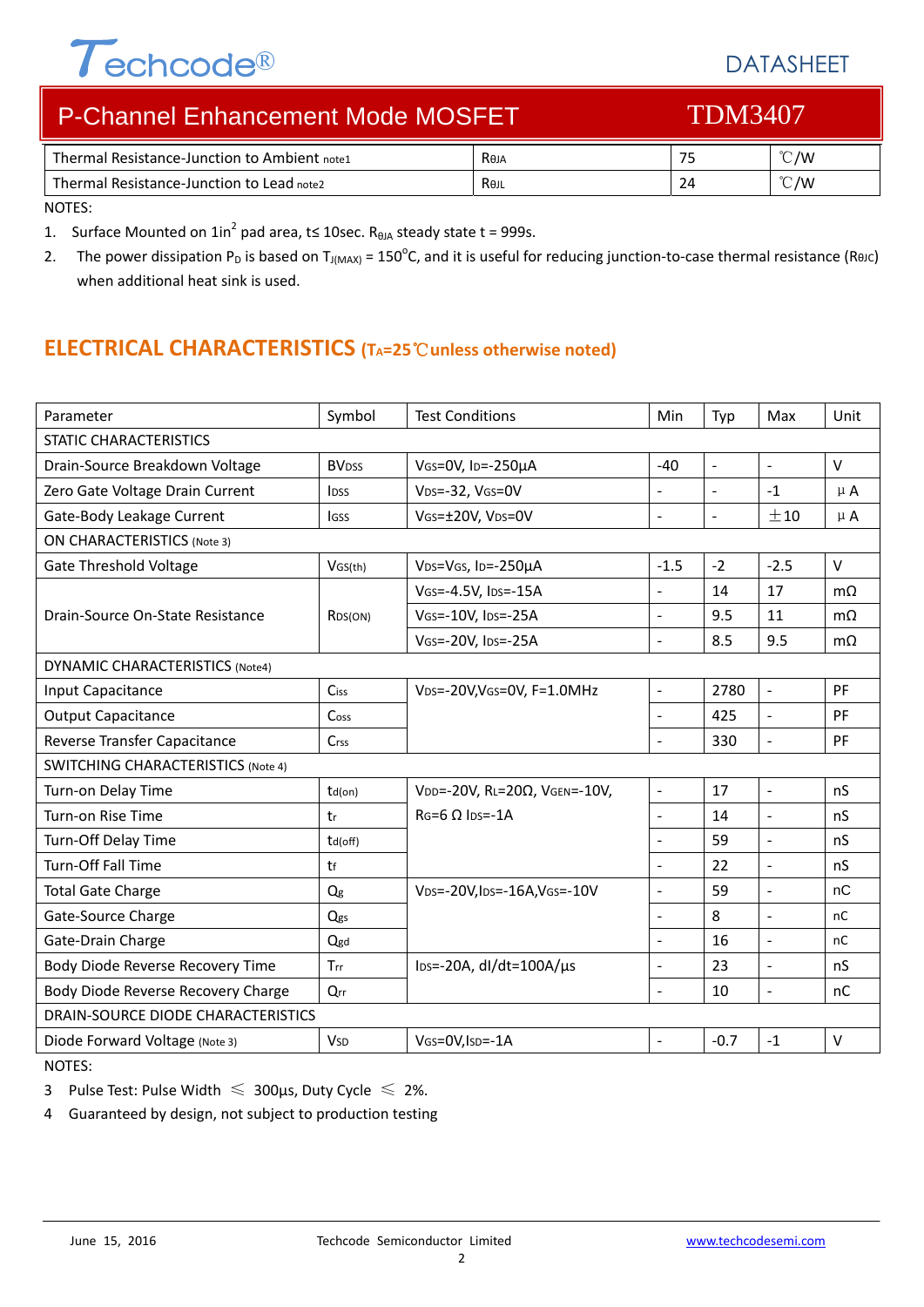| Thermal Resistance-Junction to Ambient note1 | $R_{θJA}$ | 75 | ℃/W |
|---|---|---|---|
| Thermal Resistance-Junction to Lead note2 | $R_{θJL}$ | 24 | ℃/W |

NOTES:

1. Surface Mounted on $1in^2$ pad area, t≤ 10sec. $R_{θJA}$ steady state t = 999s.
2. The power dissipation $P_D$ is based on $T_{J(MAX)}$ = 150°C, and it is useful for reducing junction-to-case thermal resistance ($R_{θJC}$) when additional heat sink is used.

## ELECTRICAL CHARACTERISTICS ($T_A$=25℃unless otherwise noted)

| Parameter | Symbol | Test Conditions | Min | Typ | Max | Unit |
|---|---|---|---|---|---|---|
| STATIC CHARACTERISTICS | | | | | | |
| Drain-Source Breakdown Voltage | $BV_{DSS}$ | $V_{GS}$=0V, $I_D$=-250µA | -40 | - | - | V |
| Zero Gate Voltage Drain Current | $I_{DSS}$ | $V_{DS}$=-32, $V_{GS}$=0V | - | - | -1 | µA |
| Gate-Body Leakage Current | $I_{GSS}$ | $V_{GS}$=±20V, $V_{DS}$=0V | - | - | ±10 | µA |
| ON CHARACTERISTICS (Note 3) | | | | | | |
| Gate Threshold Voltage | $V_{GS(th)}$ | $V_{DS}$=$V_{GS}$, $I_D$=-250µA | -1.5 | -2 | -2.5 | V |
| Drain-Source On-State Resistance | $R_{DS(ON)}$ | $V_{GS}$=-4.5V, $I_{DS}$=-15A | - | 14 | 17 | mΩ |
| | | $V_{GS}$=-10V, $I_{DS}$=-25A | - | 9.5 | 11 | mΩ |
| | | $V_{GS}$=-20V, $I_{DS}$=-25A | - | 8.5 | 9.5 | mΩ |
| DYNAMIC CHARACTERISTICS (Note4) | | | | | | |
| Input Capacitance | $C_{iss}$ | $V_{DS}$=-20V,$V_{GS}$=0V, F=1.0MHz | - | 2780 | - | PF |
| Output Capacitance | $C_{oss}$ | | - | 425 | - | PF |
| Reverse Transfer Capacitance | $C_{rss}$ | | - | 330 | - | PF |
| SWITCHING CHARACTERISTICS (Note 4) | | | | | | |
| Turn-on Delay Time | $t_{d(on)}$ | $V_{DD}$=-20V, $R_L$=20Ω, $V_{GEN}$=-10V, $R_G$=6 Ω $I_{DS}$=-1A | - | 17 | - | nS |
| Turn-on Rise Time | $t_r$ | | - | 14 | - | nS |
| Turn-Off Delay Time | $t_{d(off)}$ | | - | 59 | - | nS |
| Turn-Off Fall Time | $t_f$ | | - | 22 | - | nS |
| Total Gate Charge | $Q_g$ | $V_{DS}$=-20V,$I_{DS}$=-16A,$V_{GS}$=-10V | - | 59 | - | nC |
| Gate-Source Charge | $Q_{gs}$ | | - | 8 | - | nC |
| Gate-Drain Charge | $Q_{gd}$ | | - | 16 | - | nC |
| Body Diode Reverse Recovery Time | $T_{rr}$ | $I_{DS}$=-20A, dI/dt=100A/µs | - | 23 | - | nS |
| Body Diode Reverse Recovery Charge | $Q_{rr}$ | | - | 10 | - | nC |
| DRAIN-SOURCE DIODE CHARACTERISTICS | | | | | | |
| Diode Forward Voltage (Note 3) | $V_{SD}$ | $V_{GS}$=0V,$I_{SD}$=-1A | - | -0.7 | -1 | V |

NOTES:

3 Pulse Test: Pulse Width ≤ 300µs, Duty Cycle ≤ 2%.

4 Guaranteed by design, not subject to production testing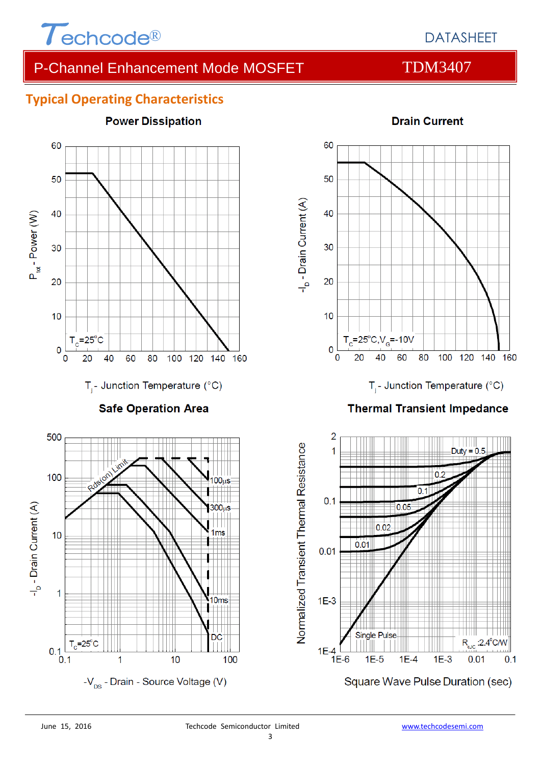## Typical Operating Characteristics

**Power Dissipation**

$P_{tot}$ - Power (W)

$T_C$=25°C

$T_j$ - Junction Temperature (°C)

**Drain Current**

$-I_D$ - Drain Current (A)

$T_C$=25°C, $V_G$=-10V

$T_j$ - Junction Temperature (°C)

**Safe Operation Area**

$-I_D$ - Drain Current (A)

Rds(on) Limit

100µs

300µs

1ms

10ms

DC

$T_C$=25°C

$-V_{DS}$ - Drain - Source Voltage (V)

**Thermal Transient Impedance**

Normalized Transient Thermal Resistance

Duty = 0.5

0.2

0.1

0.05

0.02

0.01

Single Pulse

$R_{\theta JC}$ :2.4°C/W

Square Wave Pulse Duration (sec)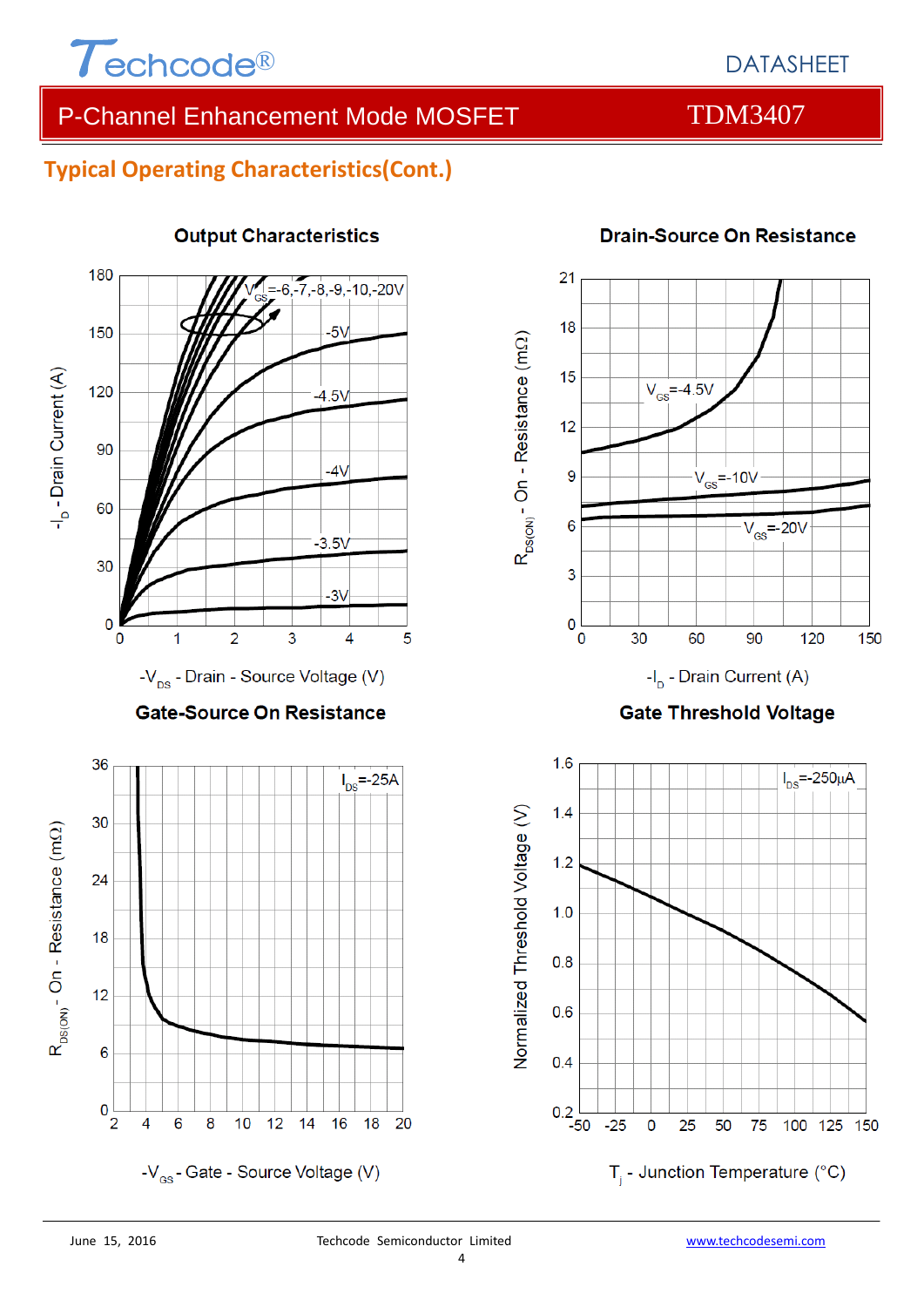## Typical Operating Characteristics(Cont.)

**Output Characteristics**

$V_{GS}$=-6,-7,-8,-9,-10,-20V

-5V

-4.5V

-4V

-3.5V

-3V

$-I_D$ - Drain Current (A)

$-V_{DS}$ - Drain - Source Voltage (V)

**Drain-Source On Resistance**

$V_{GS}$=-4.5V

$V_{GS}$=-10V

$V_{GS}$=-20V

$R_{DS(ON)}$ - On - Resistance (mΩ)

$-I_D$ - Drain Current (A)

**Gate-Source On Resistance**

$I_{DS}$=-25A

$R_{DS(ON)}$ - On - Resistance (mΩ)

$-V_{GS}$ - Gate - Source Voltage (V)

**Gate Threshold Voltage**

$I_{DS}$=-250μA

Normalized Threshold Voltage (V)

$T_j$ - Junction Temperature (°C)

June 15, 2016 Techcode Semiconductor Limited www.techcodesemi.com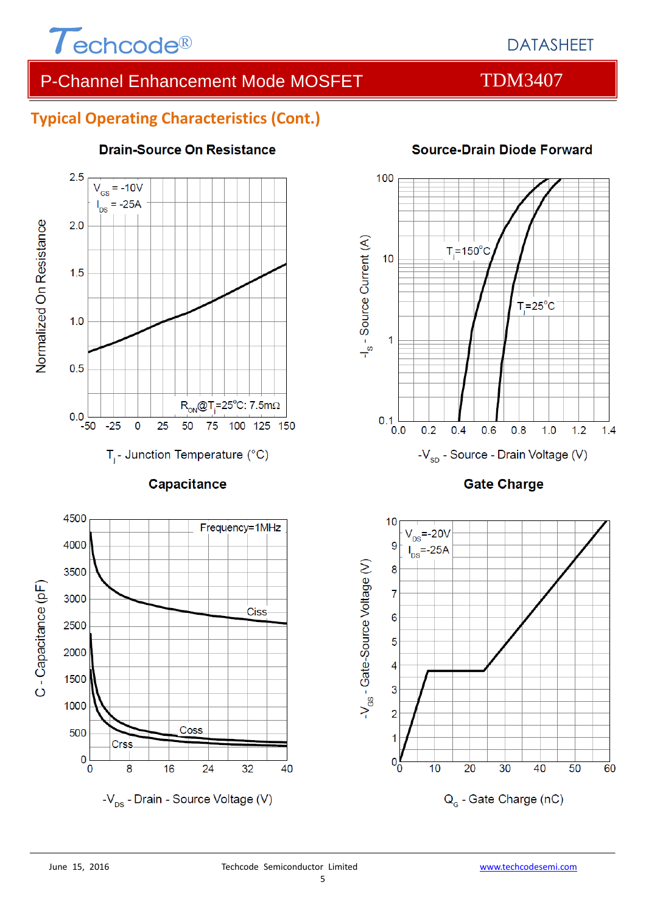## Typical Operating Characteristics (Cont.)

**Drain-Source On Resistance**

$V_{GS}$ = -10V
$I_{DS}$ = -25A

$R_{ON}$@$T_j$=25°C: 7.5mΩ

Normalized On Resistance

$T_j$ - Junction Temperature (°C)

**Source-Drain Diode Forward**

$T_j$=150°C

$T_j$=25°C

$-I_S$ - Source Current (A)

$-V_{SD}$ - Source - Drain Voltage (V)

**Capacitance**

Frequency=1MHz

Ciss

Coss

Crss

C - Capacitance (pF)

$-V_{DS}$ - Drain - Source Voltage (V)

**Gate Charge**

$V_{DS}$=-20V
$I_{DS}$=-25A

$-V_{GS}$ - Gate-Source Voltage (V)

$Q_G$ - Gate Charge (nC)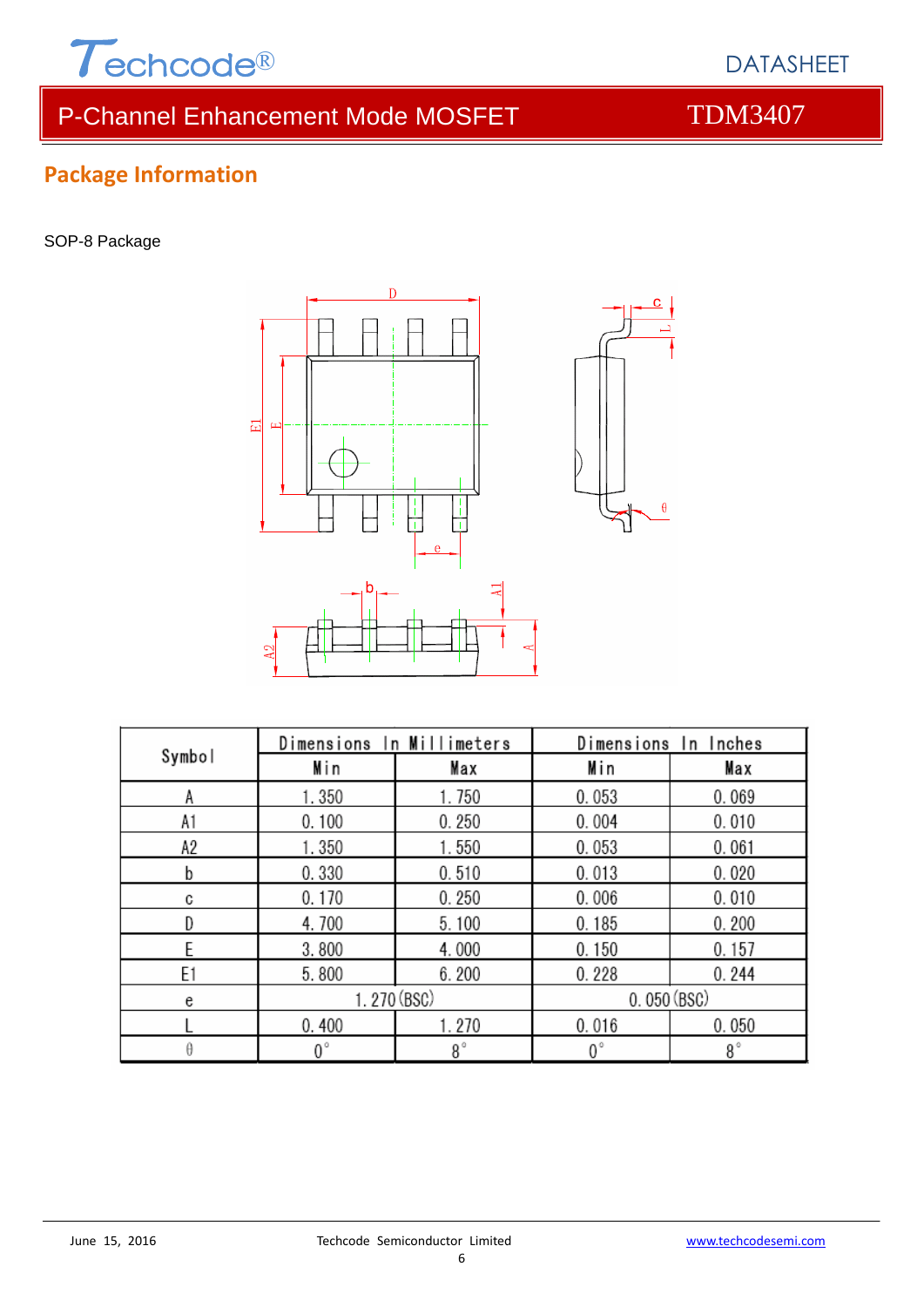## Package Information

SOP-8 Package

| Symbol | Dimensions In Millimeters | | Dimensions In Inches | |
|---|---|---|---|---|
| | Min | Max | Min | Max |
| A | 1.350 | 1.750 | 0.053 | 0.069 |
| A1 | 0.100 | 0.250 | 0.004 | 0.010 |
| A2 | 1.350 | 1.550 | 0.053 | 0.061 |
| b | 0.330 | 0.510 | 0.013 | 0.020 |
| c | 0.170 | 0.250 | 0.006 | 0.010 |
| D | 4.700 | 5.100 | 0.185 | 0.200 |
| E | 3.800 | 4.000 | 0.150 | 0.157 |
| E1 | 5.800 | 6.200 | 0.228 | 0.244 |
| e | 1.270 (BSC) | | 0.050 (BSC) | |
| L | 0.400 | 1.270 | 0.016 | 0.050 |
| θ | 0° | 8° | 0° | 8° |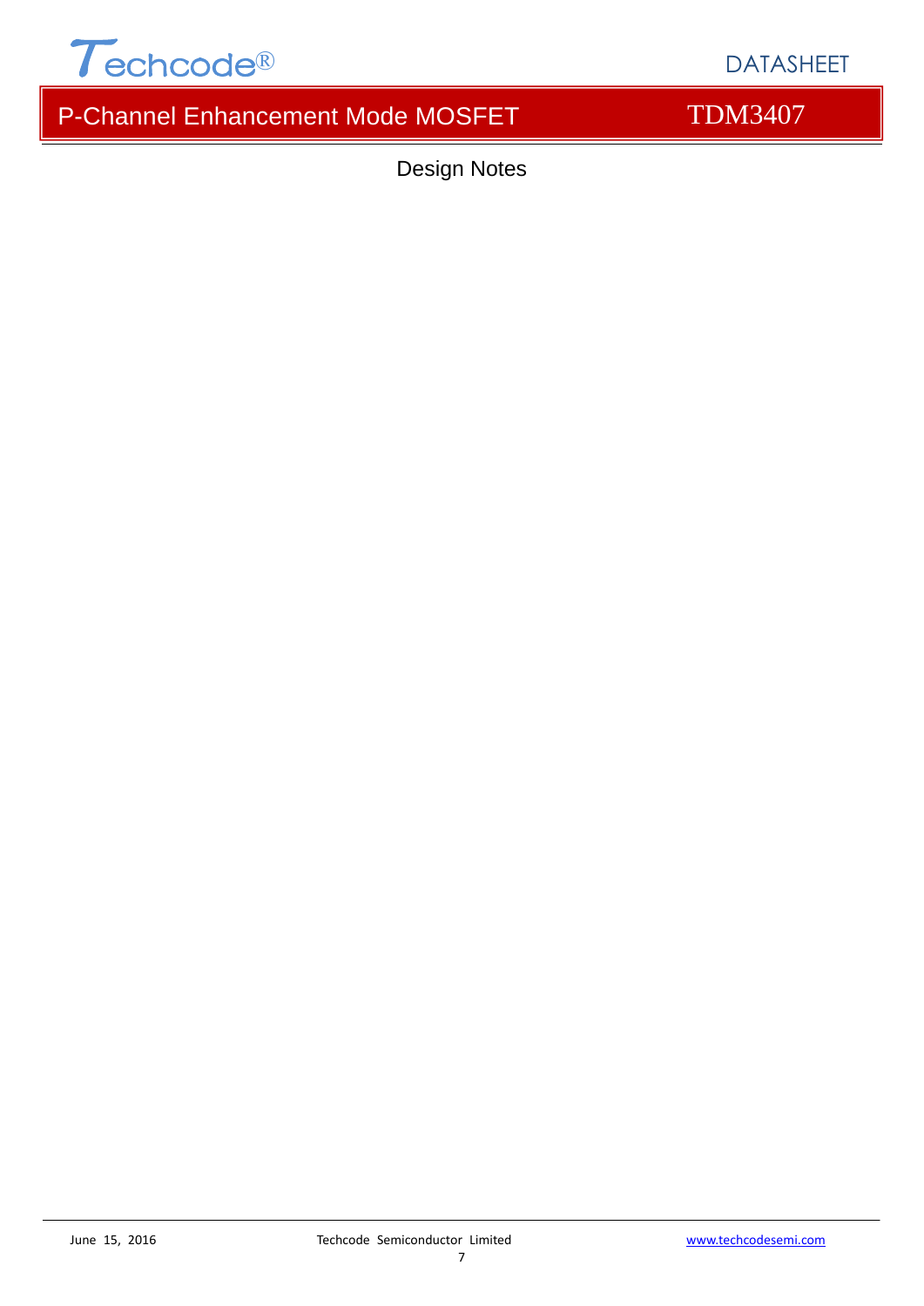## Design Notes